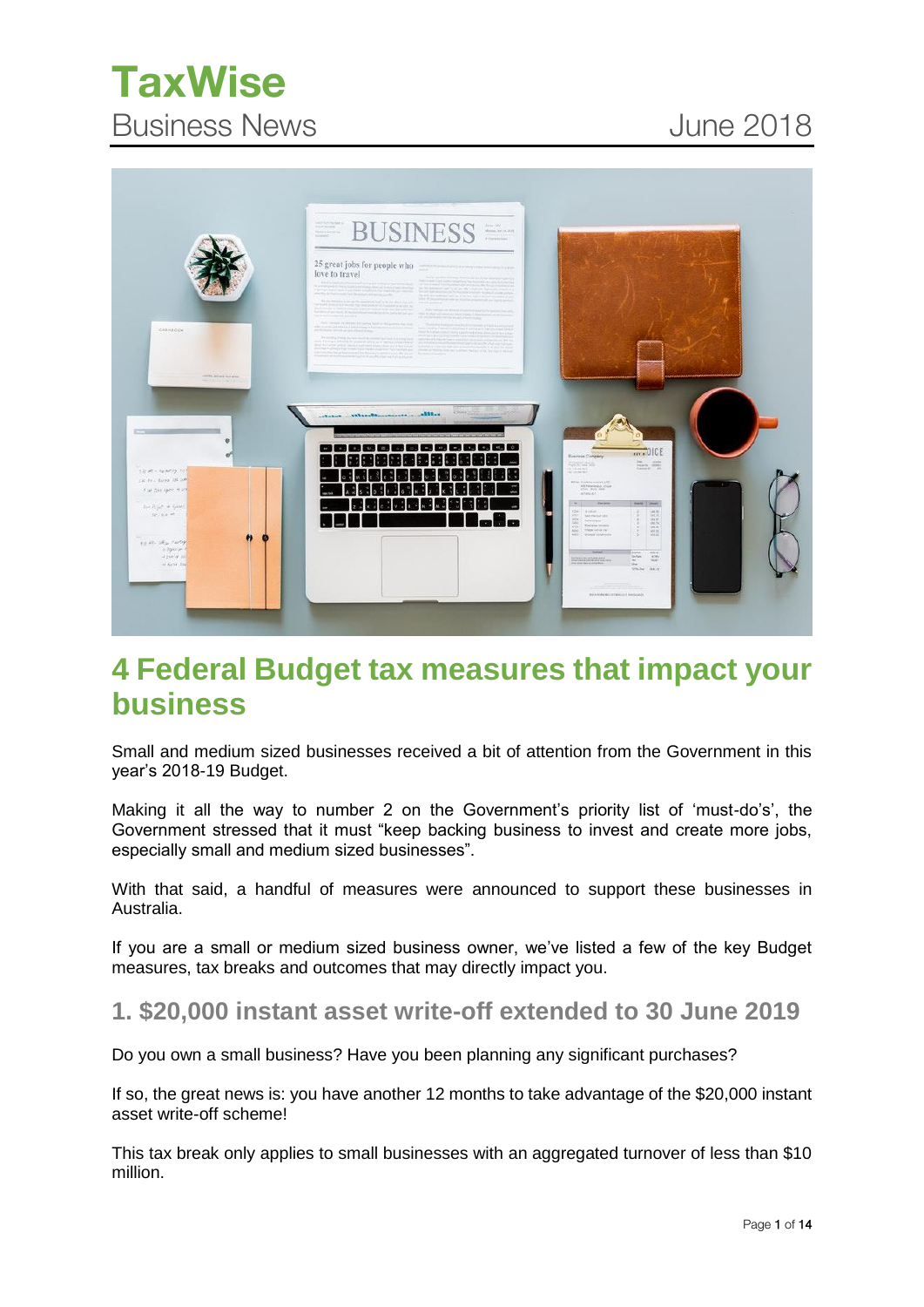# TaxWise

Business News June 2018

## 4 Federal Budget tax measures that impact your business

Small and medium sized businesses received a bit of attention from the Government in this year's 2018-19 Budget.

Making it all the way to number 2 on the Government's priority list of 'must-do's', the Government stressed that it must "keep backing business to invest and create more jobs, especially small and medium sized businesses".

With that said, a handful of measures were announced to support these businesses in Australia.

If you are a small or medium sized business owner, we've listed a few of the key Budget measures, tax breaks and outcomes that may directly impact you.

### 1. $20,000 instant asset write-off extended to 30 June 2019

Do you own a small business? Have you been planning any significant purchases?

If so, the great news is: you have another 12 months to take advantage of the $20,000 instant asset write-off scheme!

This tax break only applies to small businesses with an aggregated turnover of less than $10 million.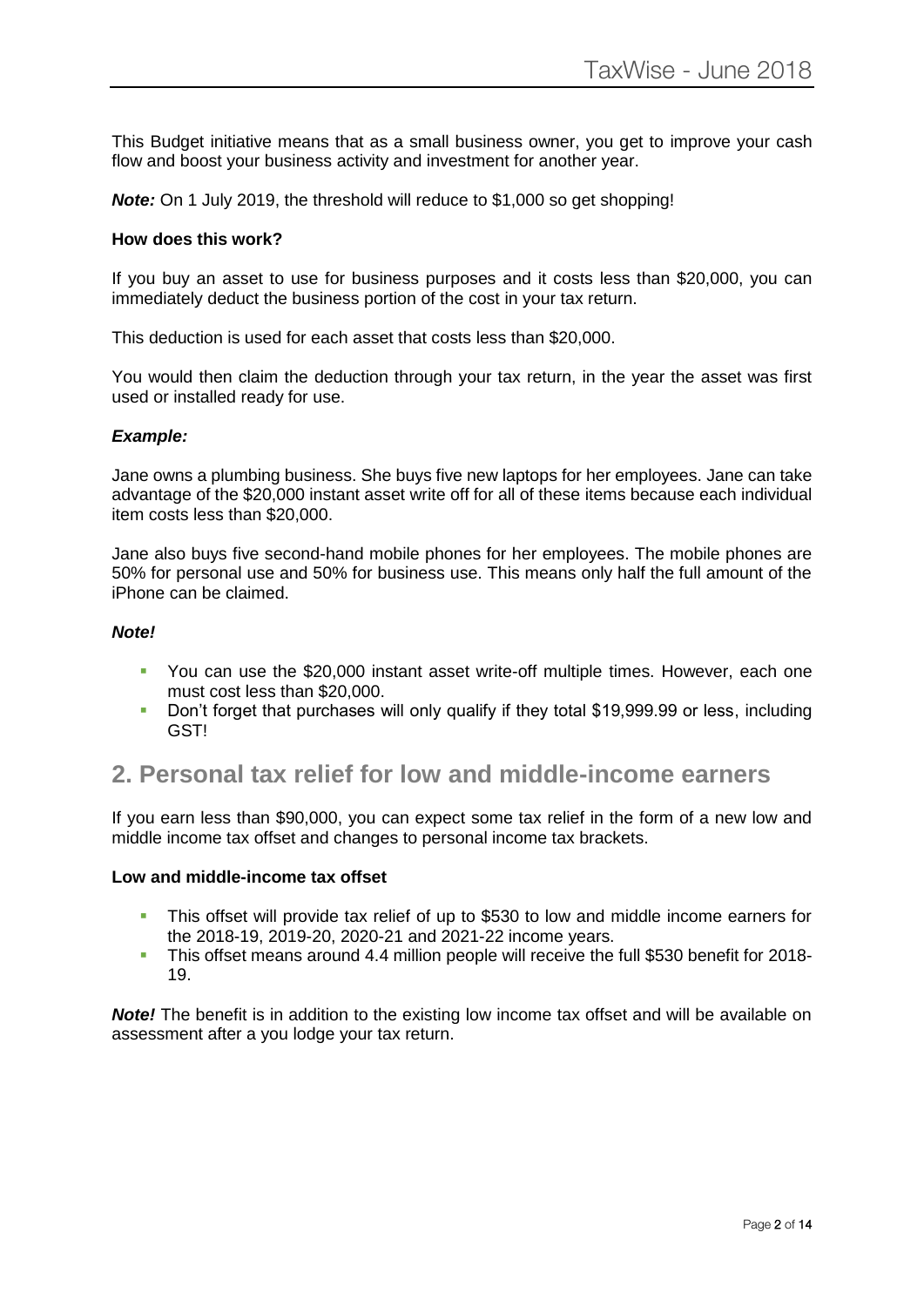This Budget initiative means that as a small business owner, you get to improve your cash flow and boost your business activity and investment for another year.

***Note:*** On 1 July 2019, the threshold will reduce to $1,000 so get shopping!

**How does this work?**

If you buy an asset to use for business purposes and it costs less than $20,000, you can immediately deduct the business portion of the cost in your tax return.

This deduction is used for each asset that costs less than $20,000.

You would then claim the deduction through your tax return, in the year the asset was first used or installed ready for use.

***Example:***

Jane owns a plumbing business. She buys five new laptops for her employees. Jane can take advantage of the $20,000 instant asset write off for all of these items because each individual item costs less than $20,000.

Jane also buys five second-hand mobile phones for her employees. The mobile phones are 50% for personal use and 50% for business use. This means only half the full amount of the iPhone can be claimed.

***Note!***

- You can use the $20,000 instant asset write-off multiple times. However, each one must cost less than $20,000.
- Don't forget that purchases will only qualify if they total $19,999.99 or less, including GST!

## 2. Personal tax relief for low and middle-income earners

If you earn less than $90,000, you can expect some tax relief in the form of a new low and middle income tax offset and changes to personal income tax brackets.

**Low and middle-income tax offset**

- This offset will provide tax relief of up to $530 to low and middle income earners for the 2018-19, 2019-20, 2020-21 and 2021-22 income years.
- This offset means around 4.4 million people will receive the full $530 benefit for 2018-19.

***Note!*** The benefit is in addition to the existing low income tax offset and will be available on assessment after a you lodge your tax return.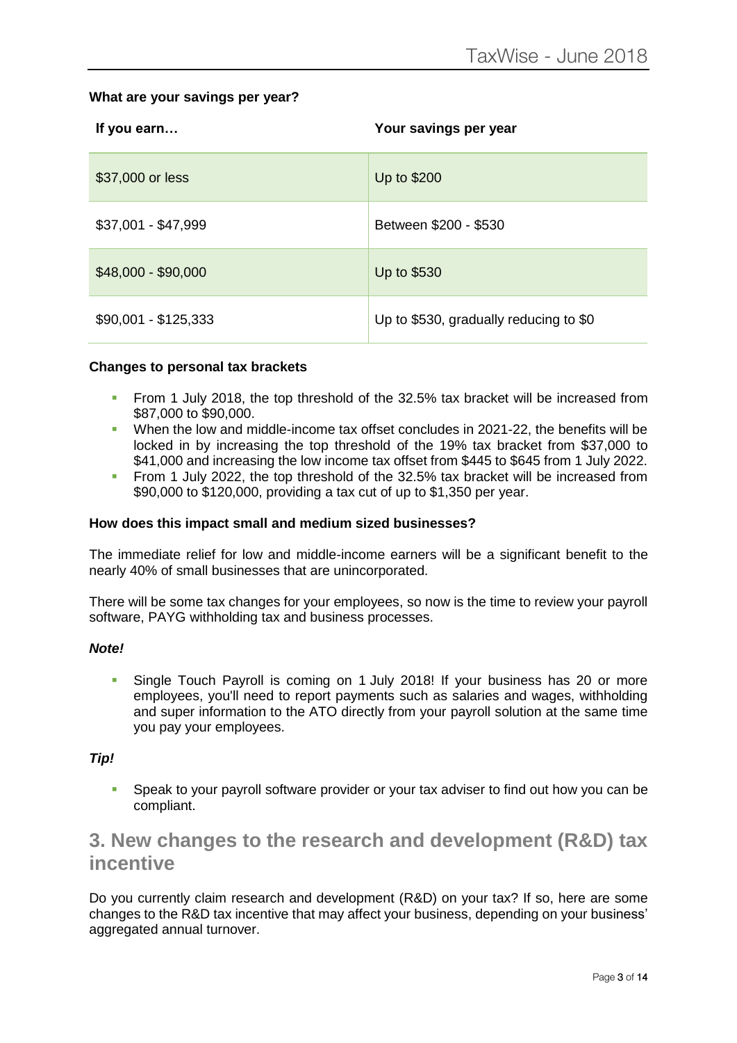**What are your savings per year?**

| If you earn… | Your savings per year |
| --- | --- |
| $37,000 or less | Up to $200 |
| $37,001 - $47,999 | Between $200 - $530 |
| $48,000 - $90,000 | Up to $530 |
| $90,001 - $125,333 | Up to $530, gradually reducing to $0 |

**Changes to personal tax brackets**

- From 1 July 2018, the top threshold of the 32.5% tax bracket will be increased from $87,000 to $90,000.
- When the low and middle-income tax offset concludes in 2021-22, the benefits will be locked in by increasing the top threshold of the 19% tax bracket from $37,000 to $41,000 and increasing the low income tax offset from $445 to $645 from 1 July 2022.
- From 1 July 2022, the top threshold of the 32.5% tax bracket will be increased from $90,000 to $120,000, providing a tax cut of up to $1,350 per year.

**How does this impact small and medium sized businesses?**

The immediate relief for low and middle-income earners will be a significant benefit to the nearly 40% of small businesses that are unincorporated.

There will be some tax changes for your employees, so now is the time to review your payroll software, PAYG withholding tax and business processes.

***Note!***

- Single Touch Payroll is coming on 1 July 2018! If your business has 20 or more employees, you'll need to report payments such as salaries and wages, withholding and super information to the ATO directly from your payroll solution at the same time you pay your employees.

***Tip!***

- Speak to your payroll software provider or your tax adviser to find out how you can be compliant.

## 3. New changes to the research and development (R&D) tax incentive

Do you currently claim research and development (R&D) on your tax? If so, here are some changes to the R&D tax incentive that may affect your business, depending on your business' aggregated annual turnover.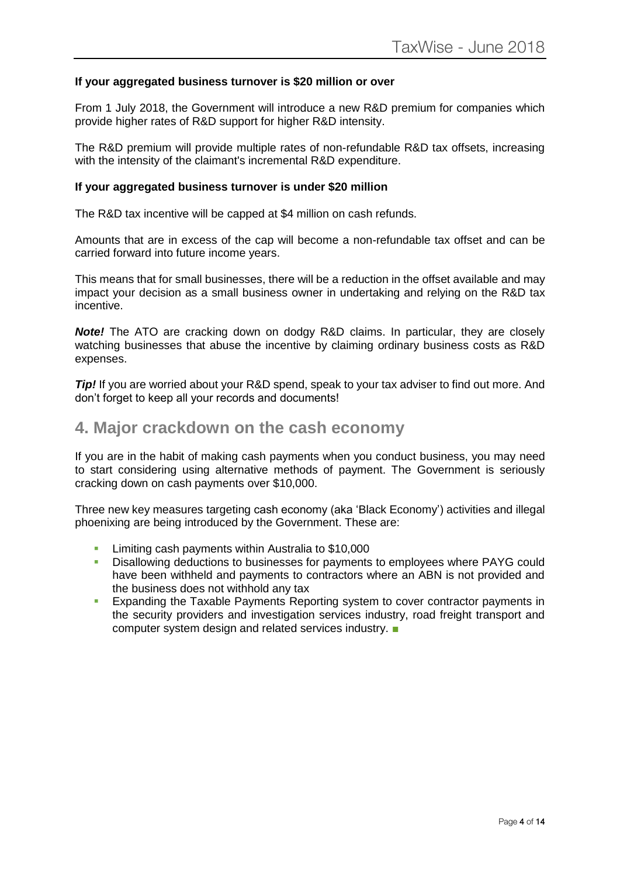**If your aggregated business turnover is $20 million or over**

From 1 July 2018, the Government will introduce a new R&D premium for companies which provide higher rates of R&D support for higher R&D intensity.

The R&D premium will provide multiple rates of non-refundable R&D tax offsets, increasing with the intensity of the claimant's incremental R&D expenditure.

**If your aggregated business turnover is under $20 million**

The R&D tax incentive will be capped at $4 million on cash refunds.

Amounts that are in excess of the cap will become a non-refundable tax offset and can be carried forward into future income years.

This means that for small businesses, there will be a reduction in the offset available and may impact your decision as a small business owner in undertaking and relying on the R&D tax incentive.

***Note!*** The ATO are cracking down on dodgy R&D claims. In particular, they are closely watching businesses that abuse the incentive by claiming ordinary business costs as R&D expenses.

***Tip!*** If you are worried about your R&D spend, speak to your tax adviser to find out more. And don't forget to keep all your records and documents!

## 4. Major crackdown on the cash economy

If you are in the habit of making cash payments when you conduct business, you may need to start considering using alternative methods of payment. The Government is seriously cracking down on cash payments over $10,000.

Three new key measures targeting cash economy (aka 'Black Economy') activities and illegal phoenixing are being introduced by the Government. These are:

- Limiting cash payments within Australia to $10,000
- Disallowing deductions to businesses for payments to employees where PAYG could have been withheld and payments to contractors where an ABN is not provided and the business does not withhold any tax
- Expanding the Taxable Payments Reporting system to cover contractor payments in the security providers and investigation services industry, road freight transport and computer system design and related services industry. ■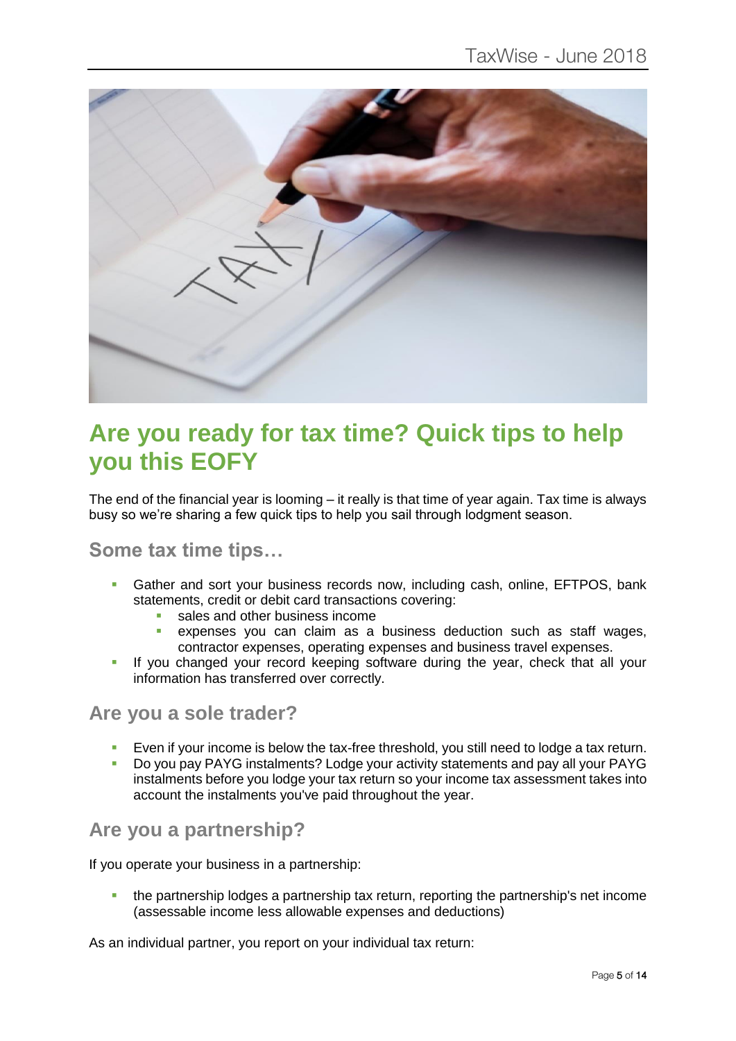# Are you ready for tax time? Quick tips to help you this EOFY

The end of the financial year is looming – it really is that time of year again. Tax time is always busy so we're sharing a few quick tips to help you sail through lodgment season.

## Some tax time tips…

- Gather and sort your business records now, including cash, online, EFTPOS, bank statements, credit or debit card transactions covering:
  - sales and other business income
  - expenses you can claim as a business deduction such as staff wages, contractor expenses, operating expenses and business travel expenses.
- If you changed your record keeping software during the year, check that all your information has transferred over correctly.

## Are you a sole trader?

- Even if your income is below the tax-free threshold, you still need to lodge a tax return.
- Do you pay PAYG instalments? Lodge your activity statements and pay all your PAYG instalments before you lodge your tax return so your income tax assessment takes into account the instalments you've paid throughout the year.

## Are you a partnership?

If you operate your business in a partnership:

- the partnership lodges a partnership tax return, reporting the partnership's net income (assessable income less allowable expenses and deductions)

As an individual partner, you report on your individual tax return: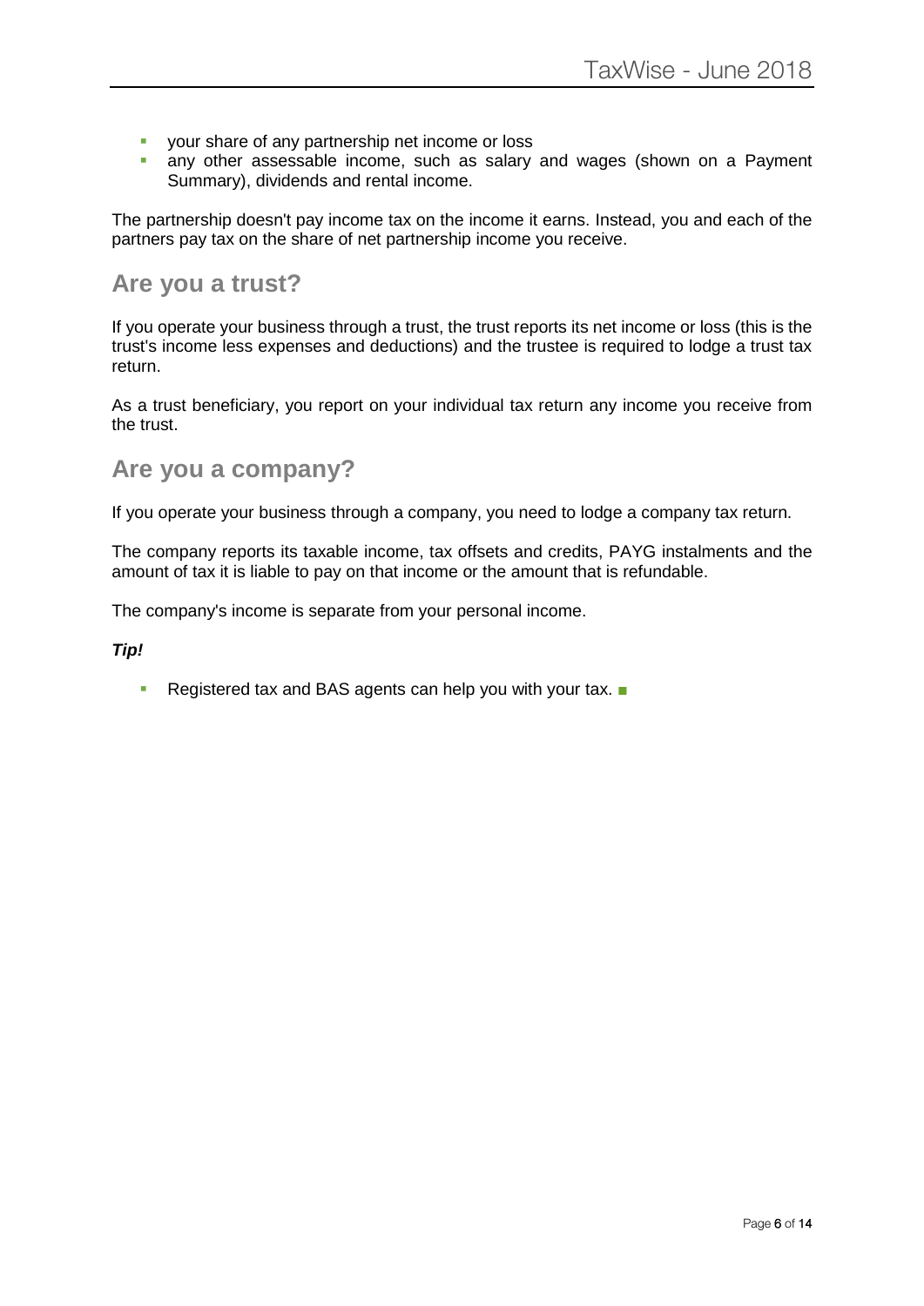- your share of any partnership net income or loss
- any other assessable income, such as salary and wages (shown on a Payment Summary), dividends and rental income.

The partnership doesn't pay income tax on the income it earns. Instead, you and each of the partners pay tax on the share of net partnership income you receive.

## Are you a trust?

If you operate your business through a trust, the trust reports its net income or loss (this is the trust's income less expenses and deductions) and the trustee is required to lodge a trust tax return.

As a trust beneficiary, you report on your individual tax return any income you receive from the trust.

## Are you a company?

If you operate your business through a company, you need to lodge a company tax return.

The company reports its taxable income, tax offsets and credits, PAYG instalments and the amount of tax it is liable to pay on that income or the amount that is refundable.

The company's income is separate from your personal income.

***Tip!***

- Registered tax and BAS agents can help you with your tax. ■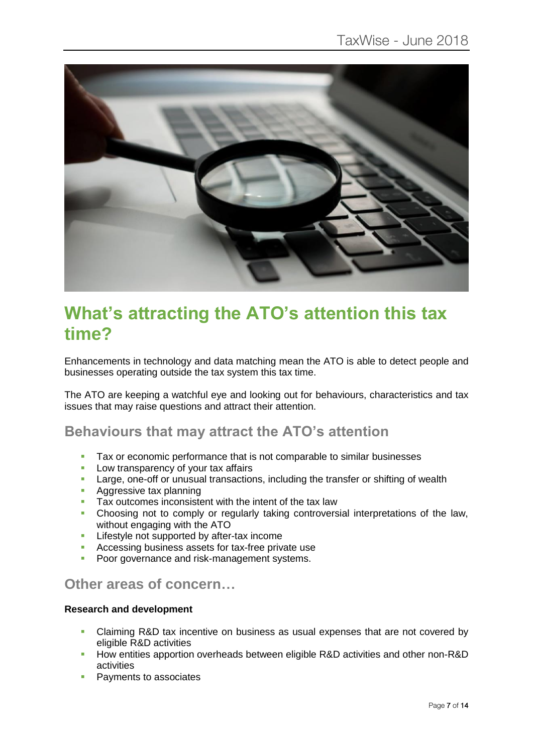# What's attracting the ATO's attention this tax time?

Enhancements in technology and data matching mean the ATO is able to detect people and businesses operating outside the tax system this tax time.

The ATO are keeping a watchful eye and looking out for behaviours, characteristics and tax issues that may raise questions and attract their attention.

## Behaviours that may attract the ATO's attention

- Tax or economic performance that is not comparable to similar businesses
- Low transparency of your tax affairs
- Large, one-off or unusual transactions, including the transfer or shifting of wealth
- Aggressive tax planning
- Tax outcomes inconsistent with the intent of the tax law
- Choosing not to comply or regularly taking controversial interpretations of the law, without engaging with the ATO
- Lifestyle not supported by after-tax income
- Accessing business assets for tax-free private use
- Poor governance and risk-management systems.

## Other areas of concern…

**Research and development**

- Claiming R&D tax incentive on business as usual expenses that are not covered by eligible R&D activities
- How entities apportion overheads between eligible R&D activities and other non-R&D activities
- Payments to associates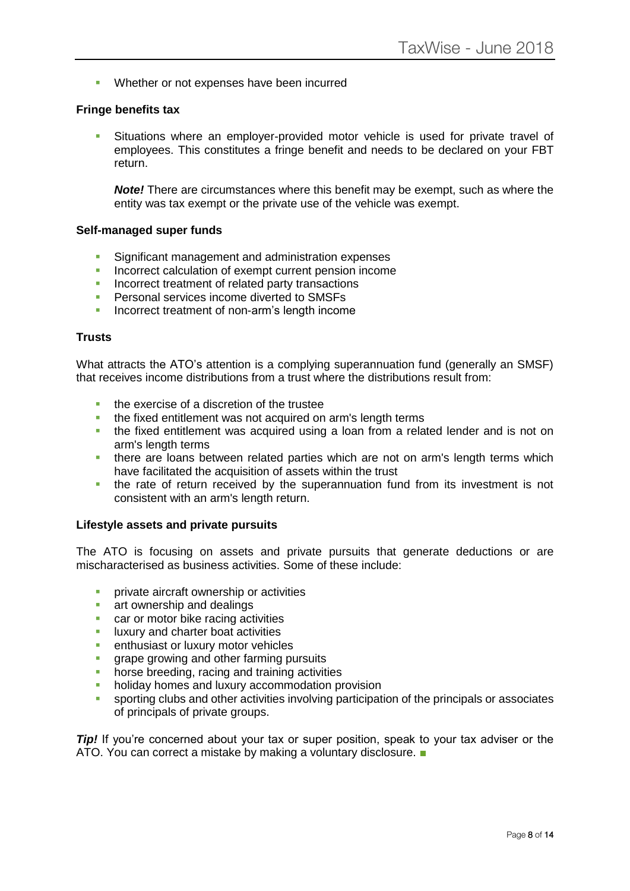- Whether or not expenses have been incurred

**Fringe benefits tax**

- Situations where an employer-provided motor vehicle is used for private travel of employees. This constitutes a fringe benefit and needs to be declared on your FBT return.

  ***Note!*** There are circumstances where this benefit may be exempt, such as where the entity was tax exempt or the private use of the vehicle was exempt.

**Self-managed super funds**

- Significant management and administration expenses
- Incorrect calculation of exempt current pension income
- Incorrect treatment of related party transactions
- Personal services income diverted to SMSFs
- Incorrect treatment of non-arm's length income

**Trusts**

What attracts the ATO's attention is a complying superannuation fund (generally an SMSF) that receives income distributions from a trust where the distributions result from:

- the exercise of a discretion of the trustee
- the fixed entitlement was not acquired on arm's length terms
- the fixed entitlement was acquired using a loan from a related lender and is not on arm's length terms
- there are loans between related parties which are not on arm's length terms which have facilitated the acquisition of assets within the trust
- the rate of return received by the superannuation fund from its investment is not consistent with an arm's length return.

**Lifestyle assets and private pursuits**

The ATO is focusing on assets and private pursuits that generate deductions or are mischaracterised as business activities. Some of these include:

- private aircraft ownership or activities
- art ownership and dealings
- car or motor bike racing activities
- luxury and charter boat activities
- enthusiast or luxury motor vehicles
- grape growing and other farming pursuits
- horse breeding, racing and training activities
- holiday homes and luxury accommodation provision
- sporting clubs and other activities involving participation of the principals or associates of principals of private groups.

***Tip!*** If you're concerned about your tax or super position, speak to your tax adviser or the ATO. You can correct a mistake by making a voluntary disclosure. ■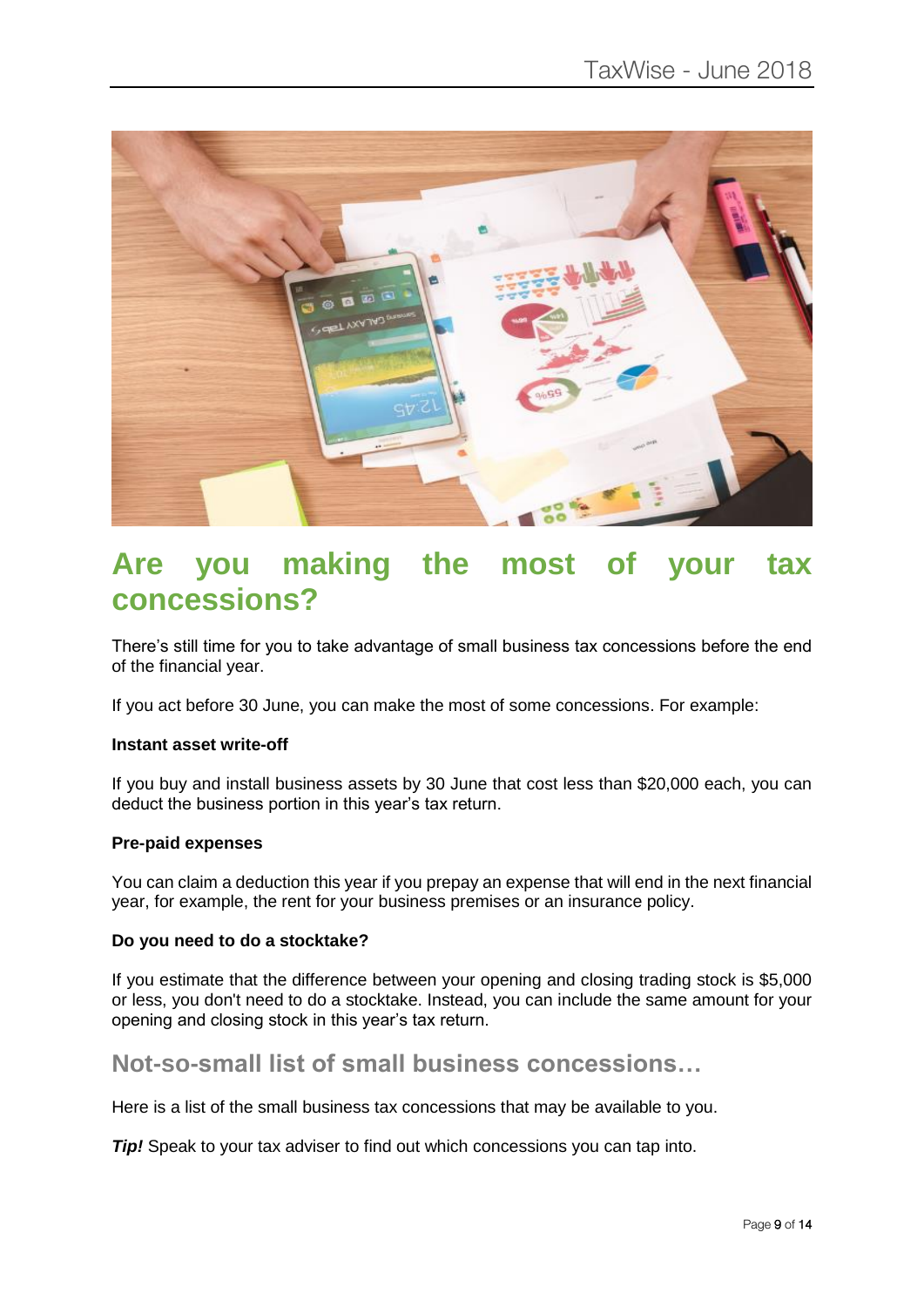## Are you making the most of your tax concessions?

There’s still time for you to take advantage of small business tax concessions before the end of the financial year.

If you act before 30 June, you can make the most of some concessions. For example:

**Instant asset write-off**

If you buy and install business assets by 30 June that cost less than $20,000 each, you can deduct the business portion in this year’s tax return.

**Pre-paid expenses**

You can claim a deduction this year if you prepay an expense that will end in the next financial year, for example, the rent for your business premises or an insurance policy.

**Do you need to do a stocktake?**

If you estimate that the difference between your opening and closing trading stock is $5,000 or less, you don't need to do a stocktake. Instead, you can include the same amount for your opening and closing stock in this year’s tax return.

### Not-so-small list of small business concessions…

Here is a list of the small business tax concessions that may be available to you.

***Tip!*** Speak to your tax adviser to find out which concessions you can tap into.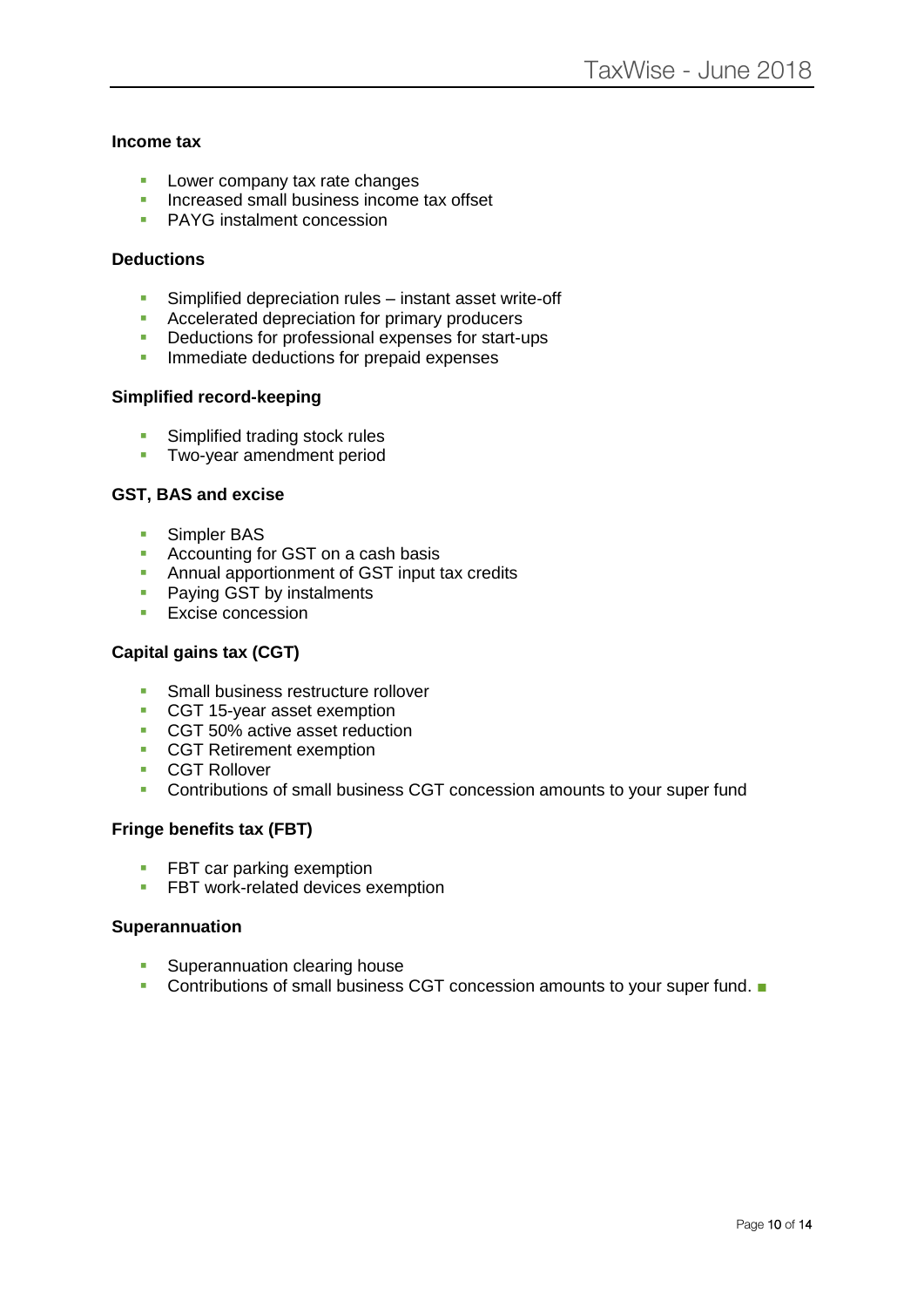**Income tax**

- Lower company tax rate changes
- Increased small business income tax offset
- PAYG instalment concession

**Deductions**

- Simplified depreciation rules – instant asset write-off
- Accelerated depreciation for primary producers
- Deductions for professional expenses for start-ups
- Immediate deductions for prepaid expenses

**Simplified record-keeping**

- Simplified trading stock rules
- Two-year amendment period

**GST, BAS and excise**

- Simpler BAS
- Accounting for GST on a cash basis
- Annual apportionment of GST input tax credits
- Paying GST by instalments
- Excise concession

**Capital gains tax (CGT)**

- Small business restructure rollover
- CGT 15-year asset exemption
- CGT 50% active asset reduction
- CGT Retirement exemption
- CGT Rollover
- Contributions of small business CGT concession amounts to your super fund

**Fringe benefits tax (FBT)**

- FBT car parking exemption
- FBT work-related devices exemption

**Superannuation**

- Superannuation clearing house
- Contributions of small business CGT concession amounts to your super fund. ■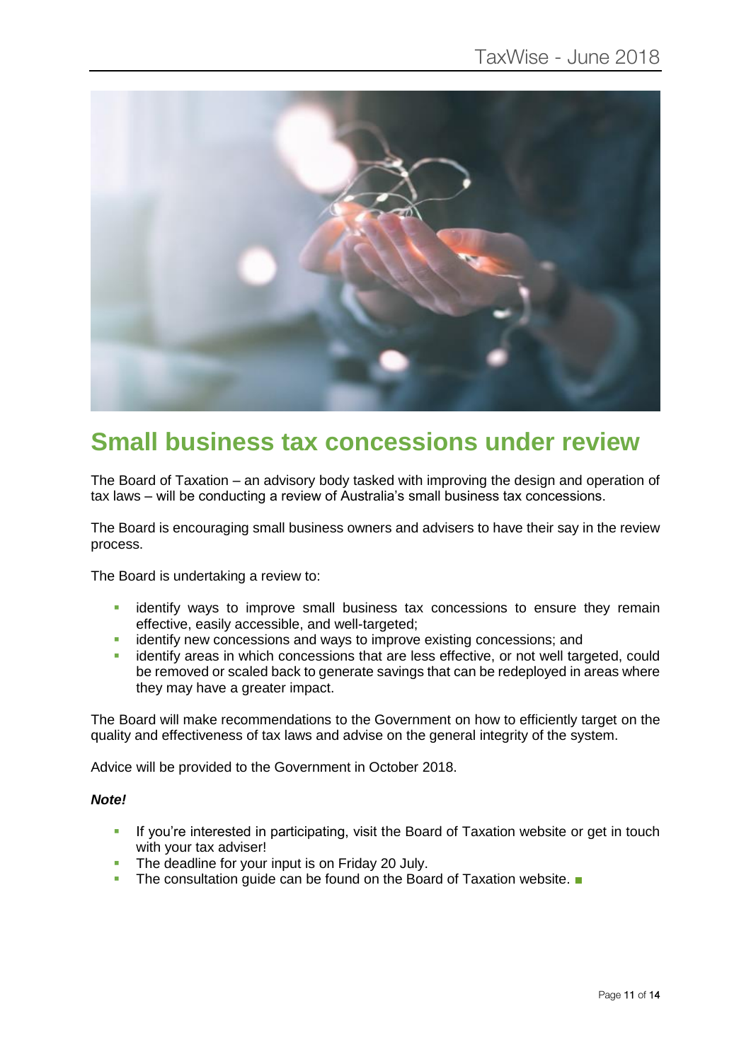# Small business tax concessions under review

The Board of Taxation – an advisory body tasked with improving the design and operation of tax laws – will be conducting a review of Australia's small business tax concessions.

The Board is encouraging small business owners and advisers to have their say in the review process.

The Board is undertaking a review to:

- identify ways to improve small business tax concessions to ensure they remain effective, easily accessible, and well-targeted;
- identify new concessions and ways to improve existing concessions; and
- identify areas in which concessions that are less effective, or not well targeted, could be removed or scaled back to generate savings that can be redeployed in areas where they may have a greater impact.

The Board will make recommendations to the Government on how to efficiently target on the quality and effectiveness of tax laws and advise on the general integrity of the system.

Advice will be provided to the Government in October 2018.

***Note!***

- If you're interested in participating, visit the Board of Taxation website or get in touch with your tax adviser!
- The deadline for your input is on Friday 20 July.
- The consultation guide can be found on the Board of Taxation website. ■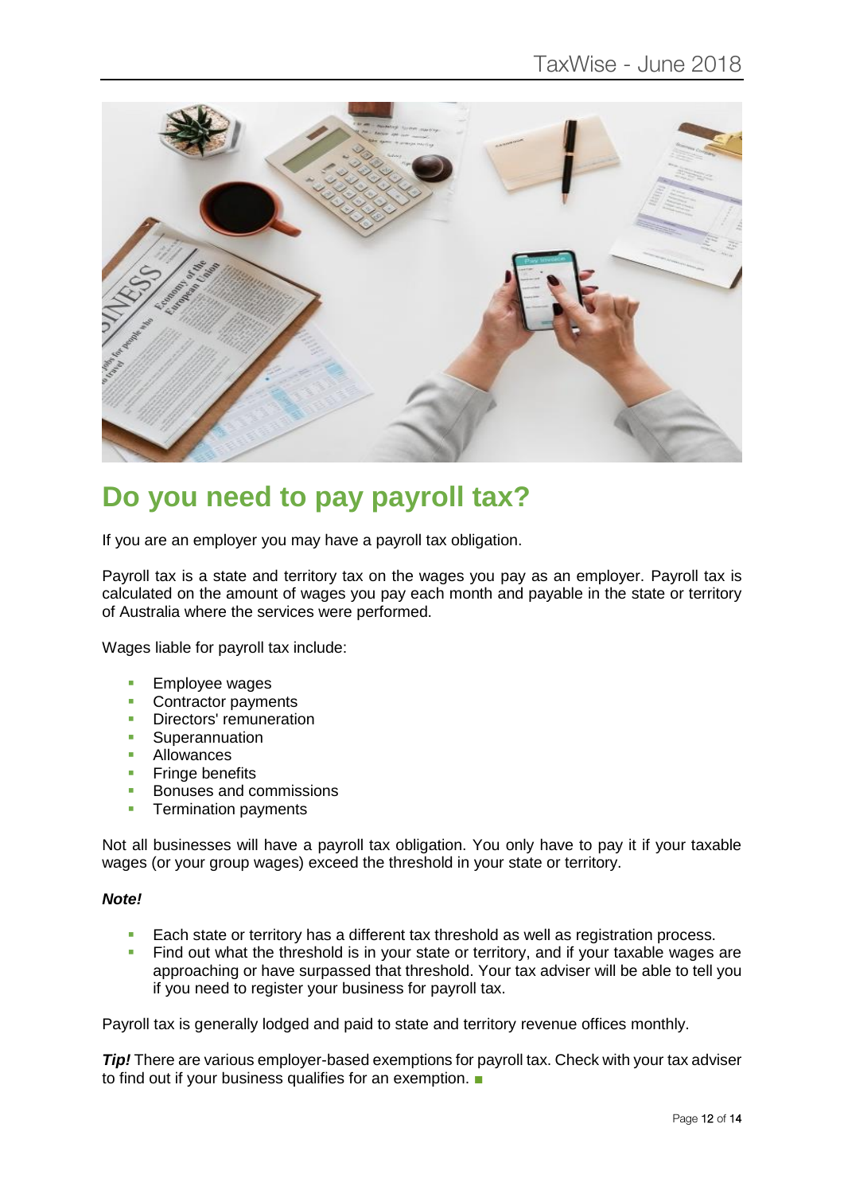# Do you need to pay payroll tax?

If you are an employer you may have a payroll tax obligation.

Payroll tax is a state and territory tax on the wages you pay as an employer. Payroll tax is calculated on the amount of wages you pay each month and payable in the state or territory of Australia where the services were performed.

Wages liable for payroll tax include:

- Employee wages
- Contractor payments
- Directors' remuneration
- Superannuation
- Allowances
- Fringe benefits
- Bonuses and commissions
- Termination payments

Not all businesses will have a payroll tax obligation. You only have to pay it if your taxable wages (or your group wages) exceed the threshold in your state or territory.

***Note!***

- Each state or territory has a different tax threshold as well as registration process.
- Find out what the threshold is in your state or territory, and if your taxable wages are approaching or have surpassed that threshold. Your tax adviser will be able to tell you if you need to register your business for payroll tax.

Payroll tax is generally lodged and paid to state and territory revenue offices monthly.

***Tip!*** There are various employer-based exemptions for payroll tax. Check with your tax adviser to find out if your business qualifies for an exemption. ■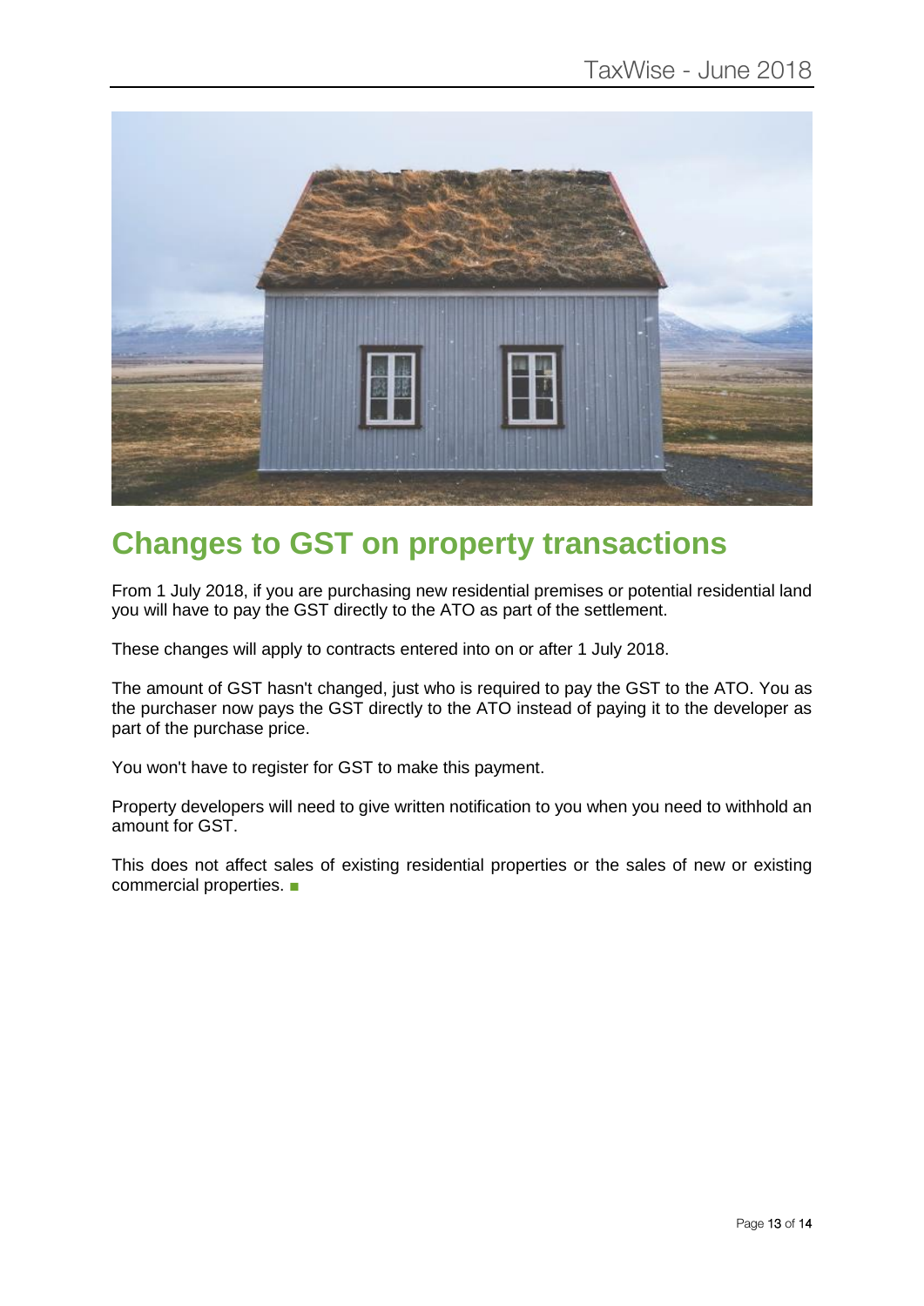# Changes to GST on property transactions

From 1 July 2018, if you are purchasing new residential premises or potential residential land you will have to pay the GST directly to the ATO as part of the settlement.

These changes will apply to contracts entered into on or after 1 July 2018.

The amount of GST hasn't changed, just who is required to pay the GST to the ATO. You as the purchaser now pays the GST directly to the ATO instead of paying it to the developer as part of the purchase price.

You won't have to register for GST to make this payment.

Property developers will need to give written notification to you when you need to withhold an amount for GST.

This does not affect sales of existing residential properties or the sales of new or existing commercial properties. ■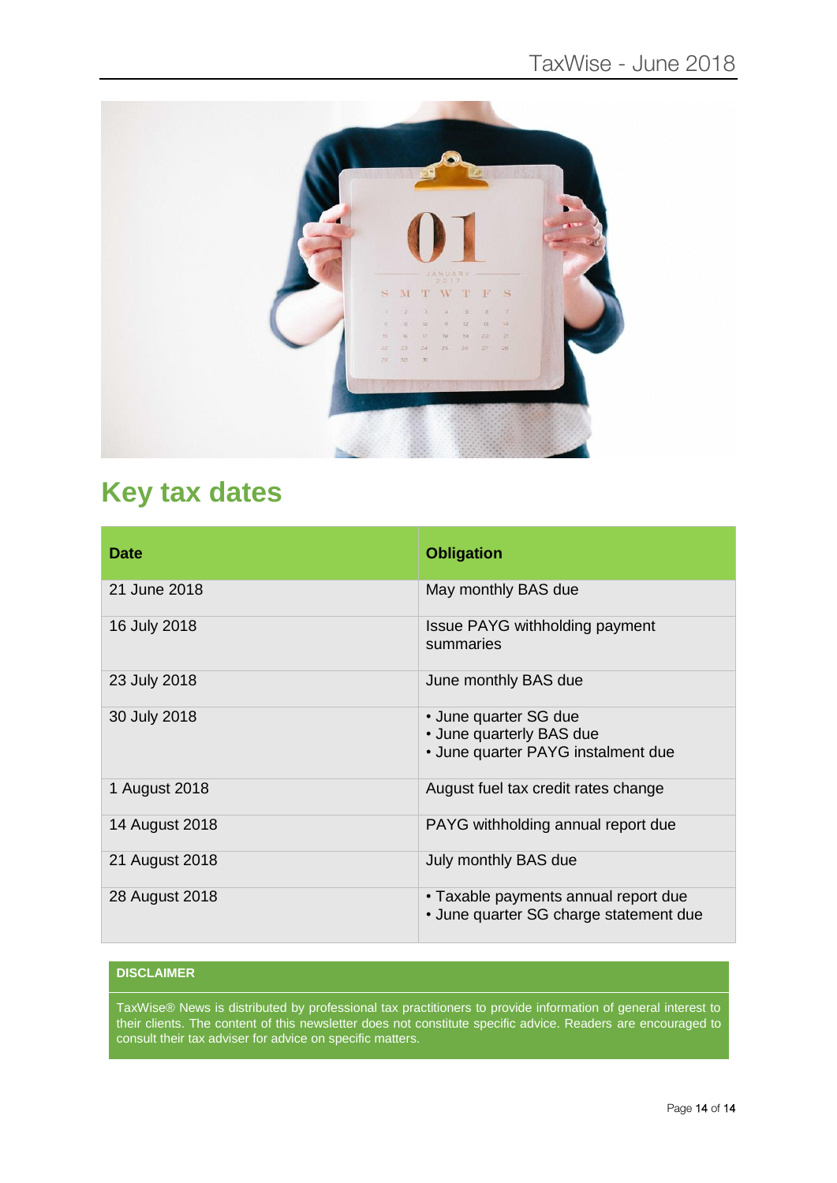## Key tax dates

| Date | Obligation |
| --- | --- |
| 21 June 2018 | May monthly BAS due |
| 16 July 2018 | Issue PAYG withholding payment summaries |
| 23 July 2018 | June monthly BAS due |
| 30 July 2018 | • June quarter SG due<br>• June quarterly BAS due<br>• June quarter PAYG instalment due |
| 1 August 2018 | August fuel tax credit rates change |
| 14 August 2018 | PAYG withholding annual report due |
| 21 August 2018 | July monthly BAS due |
| 28 August 2018 | • Taxable payments annual report due<br>• June quarter SG charge statement due |

**DISCLAIMER**

TaxWise® News is distributed by professional tax practitioners to provide information of general interest to their clients. The content of this newsletter does not constitute specific advice. Readers are encouraged to consult their tax adviser for advice on specific matters.